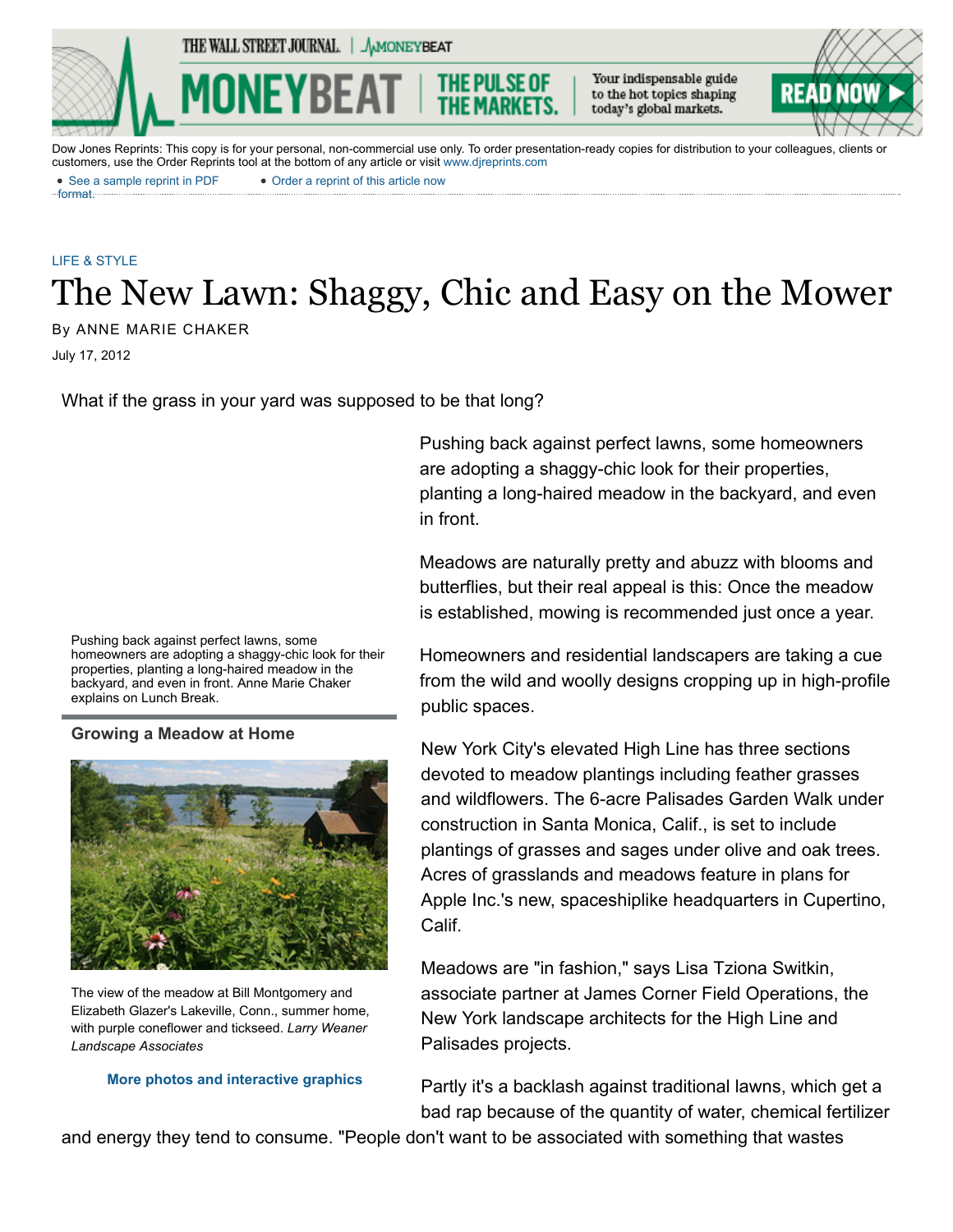Dow Jones Reprints: This copy is for your personal, non-commercial use only. To order presentation-ready copies for distribution to your colleagues, clients or customers, use the Order Reprints tool at the bottom of any article or visit www.djreprints.com

- See a sample reprint in PDF format.
- Order a reprint of this article now

LIFE & STYLE

# The New Lawn: Shaggy, Chic and Easy on the Mower

By ANNE MARIE CHAKER

July 17, 2012

What if the grass in your yard was supposed to be that long?

Pushing back against perfect lawns, some homeowners are adopting a shaggy-chic look for their properties, planting a long-haired meadow in the backyard, and even in front. Anne Marie Chaker explains on Lunch Break.

**Growing a Meadow at Home**

The view of the meadow at Bill Montgomery and Elizabeth Glazer's Lakeville, Conn., summer home, with purple coneflower and tickseed. *Larry Weaner Landscape Associates*

**More photos and interactive graphics**

Pushing back against perfect lawns, some homeowners are adopting a shaggy-chic look for their properties, planting a long-haired meadow in the backyard, and even in front.

Meadows are naturally pretty and abuzz with blooms and butterflies, but their real appeal is this: Once the meadow is established, mowing is recommended just once a year.

Homeowners and residential landscapers are taking a cue from the wild and woolly designs cropping up in high-profile public spaces.

New York City's elevated High Line has three sections devoted to meadow plantings including feather grasses and wildflowers. The 6-acre Palisades Garden Walk under construction in Santa Monica, Calif., is set to include plantings of grasses and sages under olive and oak trees. Acres of grasslands and meadows feature in plans for Apple Inc.'s new, spaceshiplike headquarters in Cupertino, Calif.

Meadows are "in fashion," says Lisa Tziona Switkin, associate partner at James Corner Field Operations, the New York landscape architects for the High Line and Palisades projects.

Partly it's a backlash against traditional lawns, which get a bad rap because of the quantity of water, chemical fertilizer and energy they tend to consume. "People don't want to be associated with something that wastes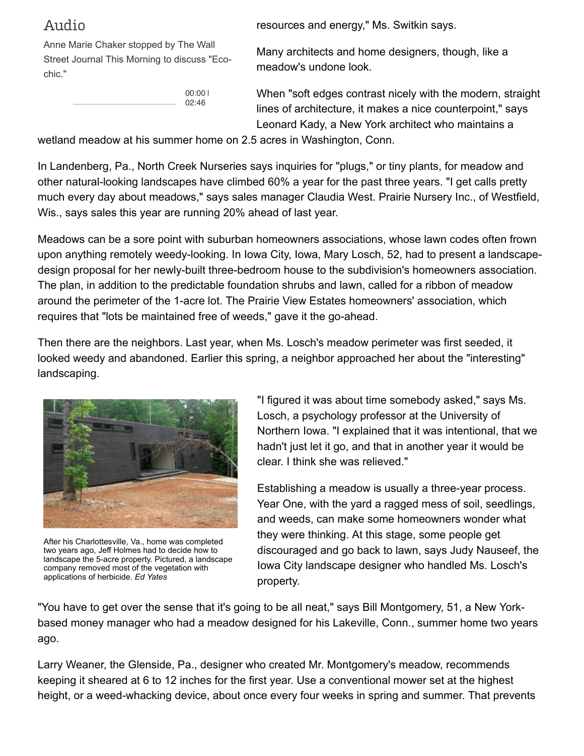## Audio

Anne Marie Chaker stopped by The Wall Street Journal This Morning to discuss "Eco-chic."

00:00 | 02:46

resources and energy," Ms. Switkin says.

Many architects and home designers, though, like a meadow's undone look.

When "soft edges contrast nicely with the modern, straight lines of architecture, it makes a nice counterpoint," says Leonard Kady, a New York architect who maintains a wetland meadow at his summer home on 2.5 acres in Washington, Conn.

In Landenberg, Pa., North Creek Nurseries says inquiries for "plugs," or tiny plants, for meadow and other natural-looking landscapes have climbed 60% a year for the past three years. "I get calls pretty much every day about meadows," says sales manager Claudia West. Prairie Nursery Inc., of Westfield, Wis., says sales this year are running 20% ahead of last year.

Meadows can be a sore point with suburban homeowners associations, whose lawn codes often frown upon anything remotely weedy-looking. In Iowa City, Iowa, Mary Losch, 52, had to present a landscape-design proposal for her newly-built three-bedroom house to the subdivision's homeowners association. The plan, in addition to the predictable foundation shrubs and lawn, called for a ribbon of meadow around the perimeter of the 1-acre lot. The Prairie View Estates homeowners' association, which requires that "lots be maintained free of weeds," gave it the go-ahead.

Then there are the neighbors. Last year, when Ms. Losch's meadow perimeter was first seeded, it looked weedy and abandoned. Earlier this spring, a neighbor approached her about the "interesting" landscaping.

After his Charlottesville, Va., home was completed two years ago, Jeff Holmes had to decide how to landscape the 5-acre property. Pictured, a landscape company removed most of the vegetation with applications of herbicide. *Ed Yates*

"I figured it was about time somebody asked," says Ms. Losch, a psychology professor at the University of Northern Iowa. "I explained that it was intentional, that we hadn't just let it go, and that in another year it would be clear. I think she was relieved."

Establishing a meadow is usually a three-year process. Year One, with the yard a ragged mess of soil, seedlings, and weeds, can make some homeowners wonder what they were thinking. At this stage, some people get discouraged and go back to lawn, says Judy Nauseef, the Iowa City landscape designer who handled Ms. Losch's property.

"You have to get over the sense that it's going to be all neat," says Bill Montgomery, 51, a New York-based money manager who had a meadow designed for his Lakeville, Conn., summer home two years ago.

Larry Weaner, the Glenside, Pa., designer who created Mr. Montgomery's meadow, recommends keeping it sheared at 6 to 12 inches for the first year. Use a conventional mower set at the highest height, or a weed-whacking device, about once every four weeks in spring and summer. That prevents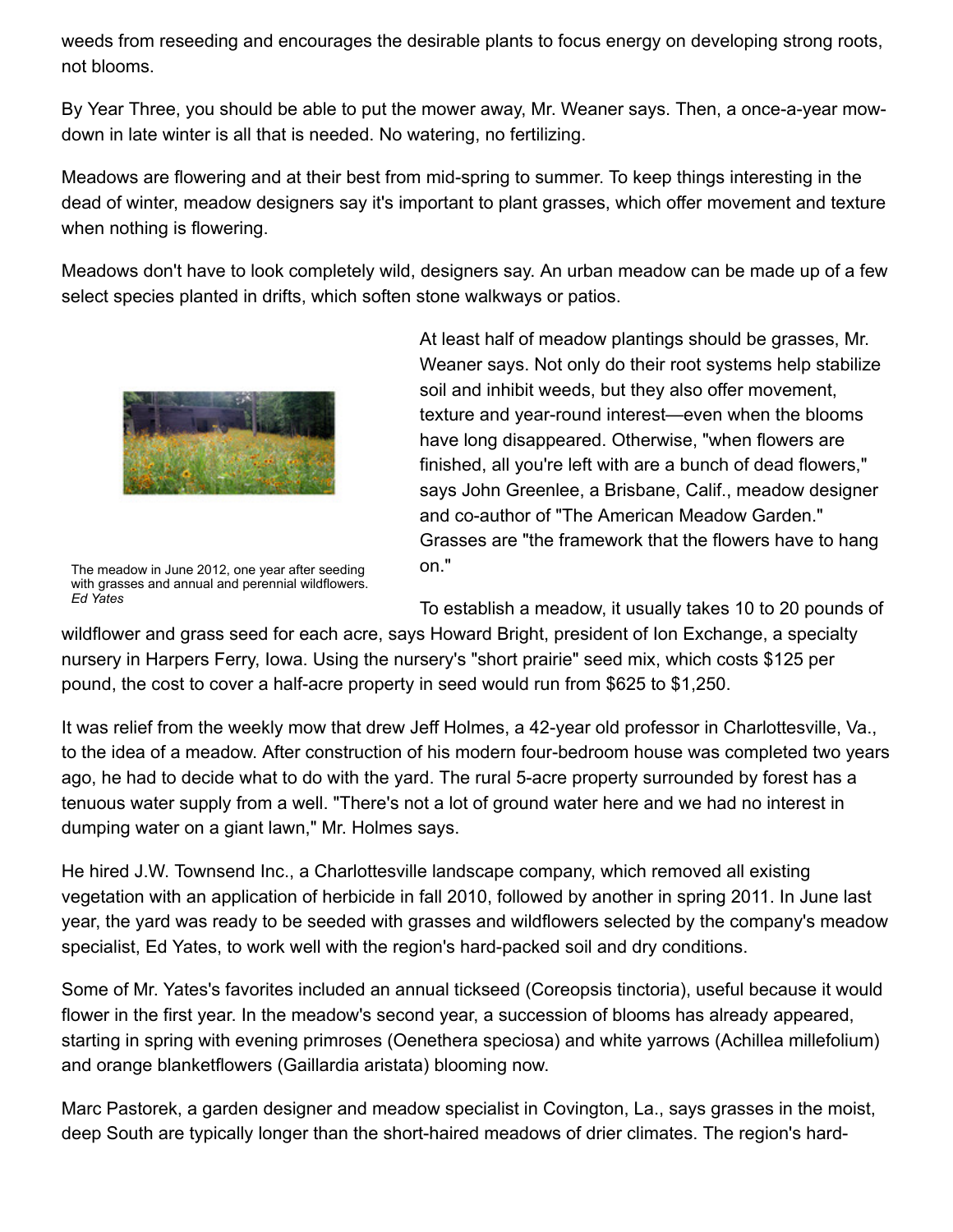weeds from reseeding and encourages the desirable plants to focus energy on developing strong roots, not blooms.

By Year Three, you should be able to put the mower away, Mr. Weaner says. Then, a once-a-year mow-down in late winter is all that is needed. No watering, no fertilizing.

Meadows are flowering and at their best from mid-spring to summer. To keep things interesting in the dead of winter, meadow designers say it's important to plant grasses, which offer movement and texture when nothing is flowering.

Meadows don't have to look completely wild, designers say. An urban meadow can be made up of a few select species planted in drifts, which soften stone walkways or patios.

The meadow in June 2012, one year after seeding with grasses and annual and perennial wildflowers. *Ed Yates*

At least half of meadow plantings should be grasses, Mr. Weaner says. Not only do their root systems help stabilize soil and inhibit weeds, but they also offer movement, texture and year-round interest—even when the blooms have long disappeared. Otherwise, "when flowers are finished, all you're left with are a bunch of dead flowers," says John Greenlee, a Brisbane, Calif., meadow designer and co-author of "The American Meadow Garden." Grasses are "the framework that the flowers have to hang on."

To establish a meadow, it usually takes 10 to 20 pounds of wildflower and grass seed for each acre, says Howard Bright, president of Ion Exchange, a specialty nursery in Harpers Ferry, Iowa. Using the nursery's "short prairie" seed mix, which costs $125 per pound, the cost to cover a half-acre property in seed would run from $625 to $1,250.

It was relief from the weekly mow that drew Jeff Holmes, a 42-year old professor in Charlottesville, Va., to the idea of a meadow. After construction of his modern four-bedroom house was completed two years ago, he had to decide what to do with the yard. The rural 5-acre property surrounded by forest has a tenuous water supply from a well. "There's not a lot of ground water here and we had no interest in dumping water on a giant lawn," Mr. Holmes says.

He hired J.W. Townsend Inc., a Charlottesville landscape company, which removed all existing vegetation with an application of herbicide in fall 2010, followed by another in spring 2011. In June last year, the yard was ready to be seeded with grasses and wildflowers selected by the company's meadow specialist, Ed Yates, to work well with the region's hard-packed soil and dry conditions.

Some of Mr. Yates's favorites included an annual tickseed (Coreopsis tinctoria), useful because it would flower in the first year. In the meadow's second year, a succession of blooms has already appeared, starting in spring with evening primroses (Oenethera speciosa) and white yarrows (Achillea millefolium) and orange blanketflowers (Gaillardia aristata) blooming now.

Marc Pastorek, a garden designer and meadow specialist in Covington, La., says grasses in the moist, deep South are typically longer than the short-haired meadows of drier climates. The region's hard-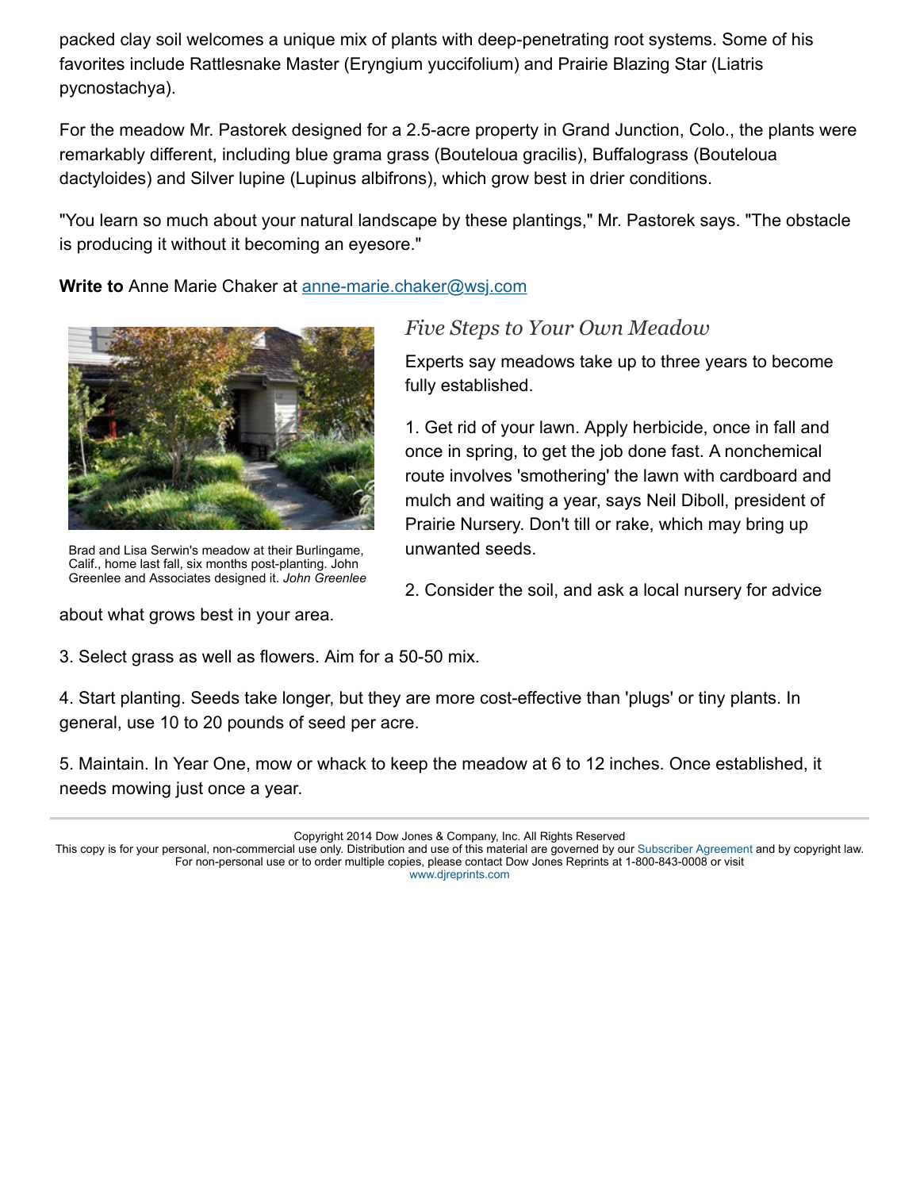packed clay soil welcomes a unique mix of plants with deep-penetrating root systems. Some of his favorites include Rattlesnake Master (Eryngium yuccifolium) and Prairie Blazing Star (Liatris pycnostachya).

For the meadow Mr. Pastorek designed for a 2.5-acre property in Grand Junction, Colo., the plants were remarkably different, including blue grama grass (Bouteloua gracilis), Buffalograss (Bouteloua dactyloides) and Silver lupine (Lupinus albifrons), which grow best in drier conditions.

"You learn so much about your natural landscape by these plantings," Mr. Pastorek says. "The obstacle is producing it without it becoming an eyesore."

**Write to** Anne Marie Chaker at anne-marie.chaker@wsj.com

Brad and Lisa Serwin's meadow at their Burlingame, Calif., home last fall, six months post-planting. John Greenlee and Associates designed it. *John Greenlee*

## *Five Steps to Your Own Meadow*

Experts say meadows take up to three years to become fully established.

1. Get rid of your lawn. Apply herbicide, once in fall and once in spring, to get the job done fast. A nonchemical route involves 'smothering' the lawn with cardboard and mulch and waiting a year, says Neil Diboll, president of Prairie Nursery. Don't till or rake, which may bring up unwanted seeds.

2. Consider the soil, and ask a local nursery for advice about what grows best in your area.

3. Select grass as well as flowers. Aim for a 50-50 mix.

4. Start planting. Seeds take longer, but they are more cost-effective than 'plugs' or tiny plants. In general, use 10 to 20 pounds of seed per acre.

5. Maintain. In Year One, mow or whack to keep the meadow at 6 to 12 inches. Once established, it needs mowing just once a year.

Copyright 2014 Dow Jones & Company, Inc. All Rights Reserved
This copy is for your personal, non-commercial use only. Distribution and use of this material are governed by our Subscriber Agreement and by copyright law. For non-personal use or to order multiple copies, please contact Dow Jones Reprints at 1-800-843-0008 or visit www.djreprints.com